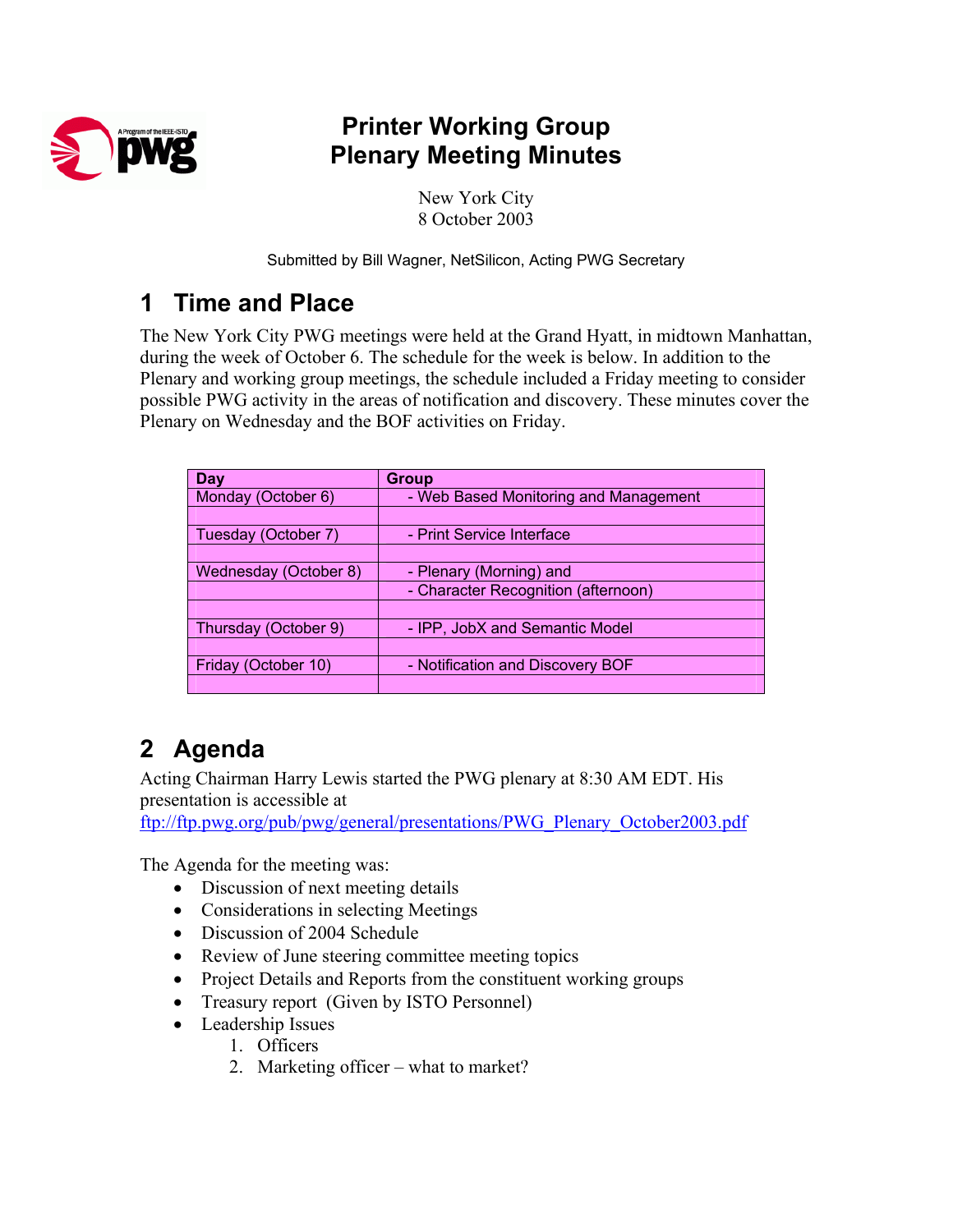# Printer Working Group
# Plenary Meeting Minutes

New York City
8 October 2003

Submitted by Bill Wagner, NetSilicon, Acting PWG Secretary

## 1 Time and Place

The New York City PWG meetings were held at the Grand Hyatt, in midtown Manhattan, during the week of October 6. The schedule for the week is below. In addition to the Plenary and working group meetings, the schedule included a Friday meeting to consider possible PWG activity in the areas of notification and discovery. These minutes cover the Plenary on Wednesday and the BOF activities on Friday.

| Day | Group |
|---|---|
| Monday (October 6) | - Web Based Monitoring and Management |
| | |
| Tuesday (October 7) | - Print Service Interface |
| | |
| Wednesday (October 8) | - Plenary (Morning) and |
| | - Character Recognition (afternoon) |
| | |
| Thursday (October 9) | - IPP, JobX and Semantic Model |
| | |
| Friday (October 10) | - Notification and Discovery BOF |
| | |

## 2 Agenda

Acting Chairman Harry Lewis started the PWG plenary at 8:30 AM EDT. His presentation is accessible at
[ftp://ftp.pwg.org/pub/pwg/general/presentations/PWG_Plenary_October2003.pdf](ftp://ftp.pwg.org/pub/pwg/general/presentations/PWG_Plenary_October2003.pdf)

The Agenda for the meeting was:

- Discussion of next meeting details
- Considerations in selecting Meetings
- Discussion of 2004 Schedule
- Review of June steering committee meeting topics
- Project Details and Reports from the constituent working groups
- Treasury report (Given by ISTO Personnel)
- Leadership Issues
    1. Officers
    2. Marketing officer – what to market?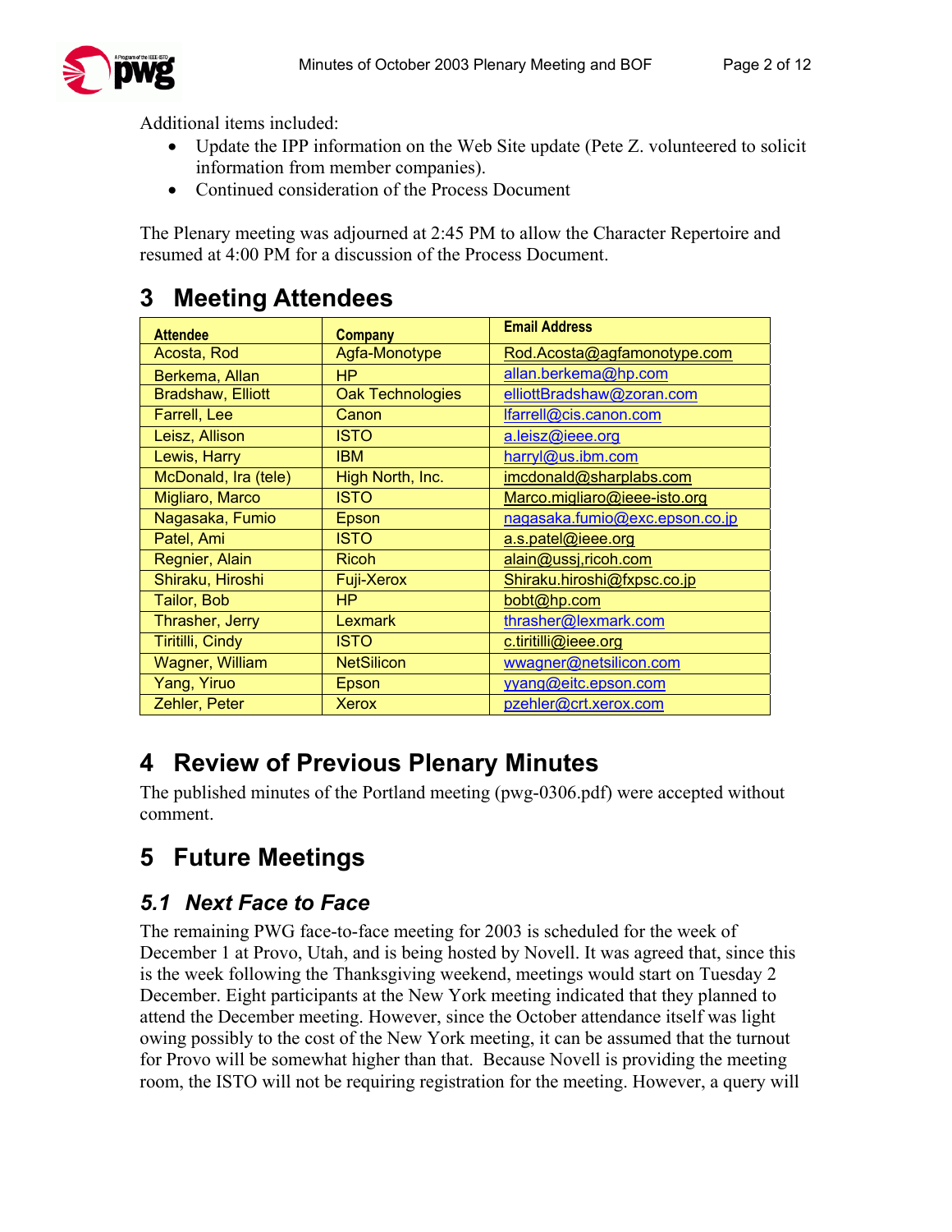Additional items included:

- Update the IPP information on the Web Site update (Pete Z. volunteered to solicit information from member companies).
- Continued consideration of the Process Document

The Plenary meeting was adjourned at 2:45 PM to allow the Character Repertoire and resumed at 4:00 PM for a discussion of the Process Document.

# 3 Meeting Attendees

| Attendee | Company | Email Address |
|---|---|---|
| Acosta, Rod | Agfa-Monotype | Rod.Acosta@agfamonotype.com |
| Berkema, Allan | HP | allan.berkema@hp.com |
| Bradshaw, Elliott | Oak Technologies | elliottBradshaw@zoran.com |
| Farrell, Lee | Canon | lfarrell@cis.canon.com |
| Leisz, Allison | ISTO | a.leisz@ieee.org |
| Lewis, Harry | IBM | harryl@us.ibm.com |
| McDonald, Ira (tele) | High North, Inc. | imcdonald@sharplabs.com |
| Migliaro, Marco | ISTO | Marco.migliaro@ieee-isto.org |
| Nagasaka, Fumio | Epson | nagasaka.fumio@exc.epson.co.jp |
| Patel, Ami | ISTO | a.s.patel@ieee.org |
| Regnier, Alain | Ricoh | alain@ussj,ricoh.com |
| Shiraku, Hiroshi | Fuji-Xerox | Shiraku.hiroshi@fxpsc.co.jp |
| Tailor, Bob | HP | bobt@hp.com |
| Thrasher, Jerry | Lexmark | thrasher@lexmark.com |
| Tiritilli, Cindy | ISTO | c.tiritilli@ieee.org |
| Wagner, William | NetSilicon | wwagner@netsilicon.com |
| Yang, Yiruo | Epson | yyang@eitc.epson.com |
| Zehler, Peter | Xerox | pzehler@crt.xerox.com |

# 4 Review of Previous Plenary Minutes

The published minutes of the Portland meeting (pwg-0306.pdf) were accepted without comment.

# 5 Future Meetings

## *5.1 Next Face to Face*

The remaining PWG face-to-face meeting for 2003 is scheduled for the week of December 1 at Provo, Utah, and is being hosted by Novell. It was agreed that, since this is the week following the Thanksgiving weekend, meetings would start on Tuesday 2 December. Eight participants at the New York meeting indicated that they planned to attend the December meeting. However, since the October attendance itself was light owing possibly to the cost of the New York meeting, it can be assumed that the turnout for Provo will be somewhat higher than that. Because Novell is providing the meeting room, the ISTO will not be requiring registration for the meeting. However, a query will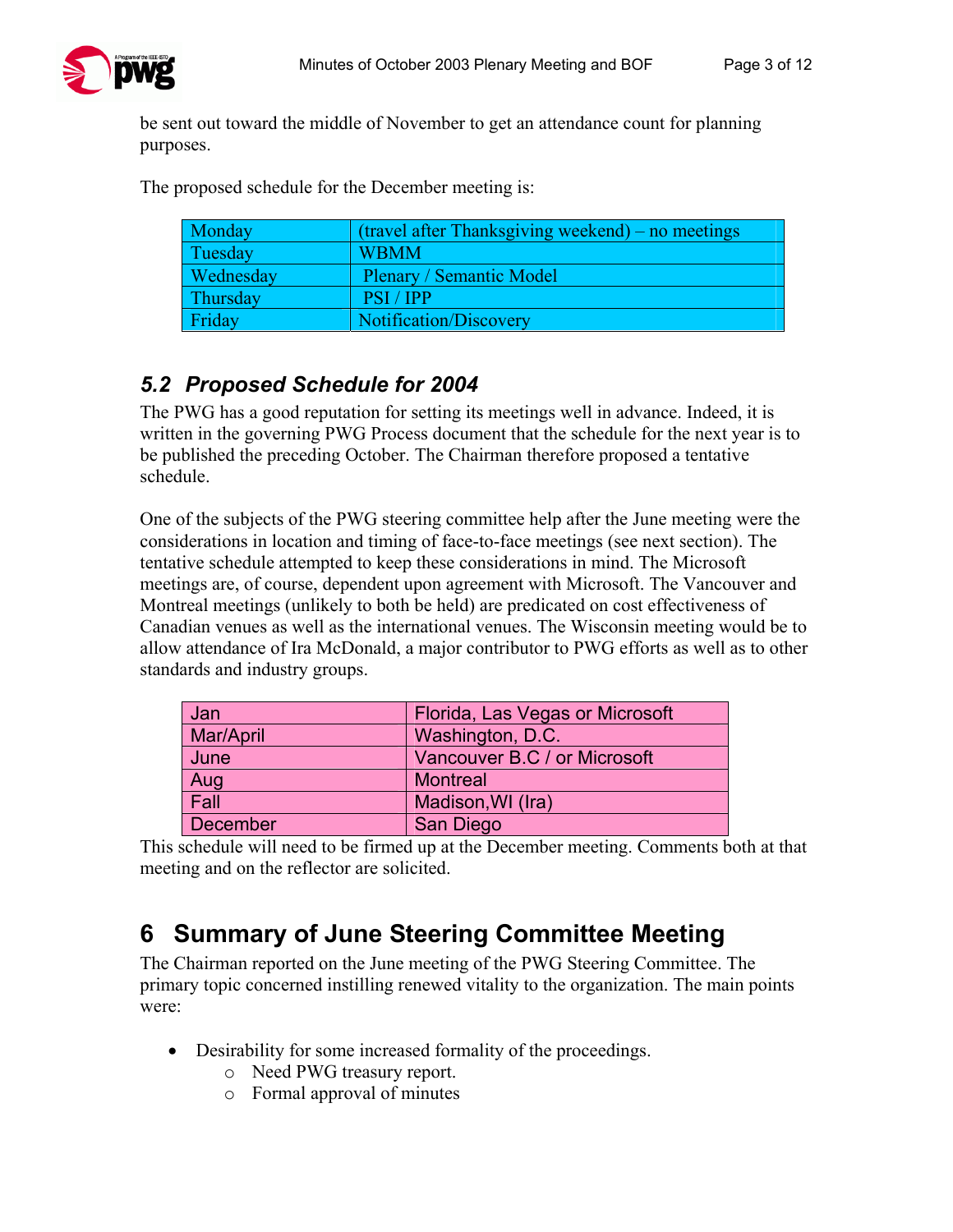be sent out toward the middle of November to get an attendance count for planning purposes.

The proposed schedule for the December meeting is:

| Monday | (travel after Thanksgiving weekend) – no meetings |
|---|---|
| Tuesday | WBMM |
| Wednesday | Plenary / Semantic Model |
| Thursday | PSI / IPP |
| Friday | Notification/Discovery |

## 5.2 *Proposed Schedule for 2004*

The PWG has a good reputation for setting its meetings well in advance. Indeed, it is written in the governing PWG Process document that the schedule for the next year is to be published the preceding October. The Chairman therefore proposed a tentative schedule.

One of the subjects of the PWG steering committee help after the June meeting were the considerations in location and timing of face-to-face meetings (see next section). The tentative schedule attempted to keep these considerations in mind. The Microsoft meetings are, of course, dependent upon agreement with Microsoft. The Vancouver and Montreal meetings (unlikely to both be held) are predicated on cost effectiveness of Canadian venues as well as the international venues. The Wisconsin meeting would be to allow attendance of Ira McDonald, a major contributor to PWG efforts as well as to other standards and industry groups.

| Jan | Florida, Las Vegas or Microsoft |
|---|---|
| Mar/April | Washington, D.C. |
| June | Vancouver B.C / or Microsoft |
| Aug | Montreal |
| Fall | Madison,WI (Ira) |
| December | San Diego |

This schedule will need to be firmed up at the December meeting. Comments both at that meeting and on the reflector are solicited.

# 6 Summary of June Steering Committee Meeting

The Chairman reported on the June meeting of the PWG Steering Committee. The primary topic concerned instilling renewed vitality to the organization. The main points were:

- Desirability for some increased formality of the proceedings.
  - Need PWG treasury report.
  - Formal approval of minutes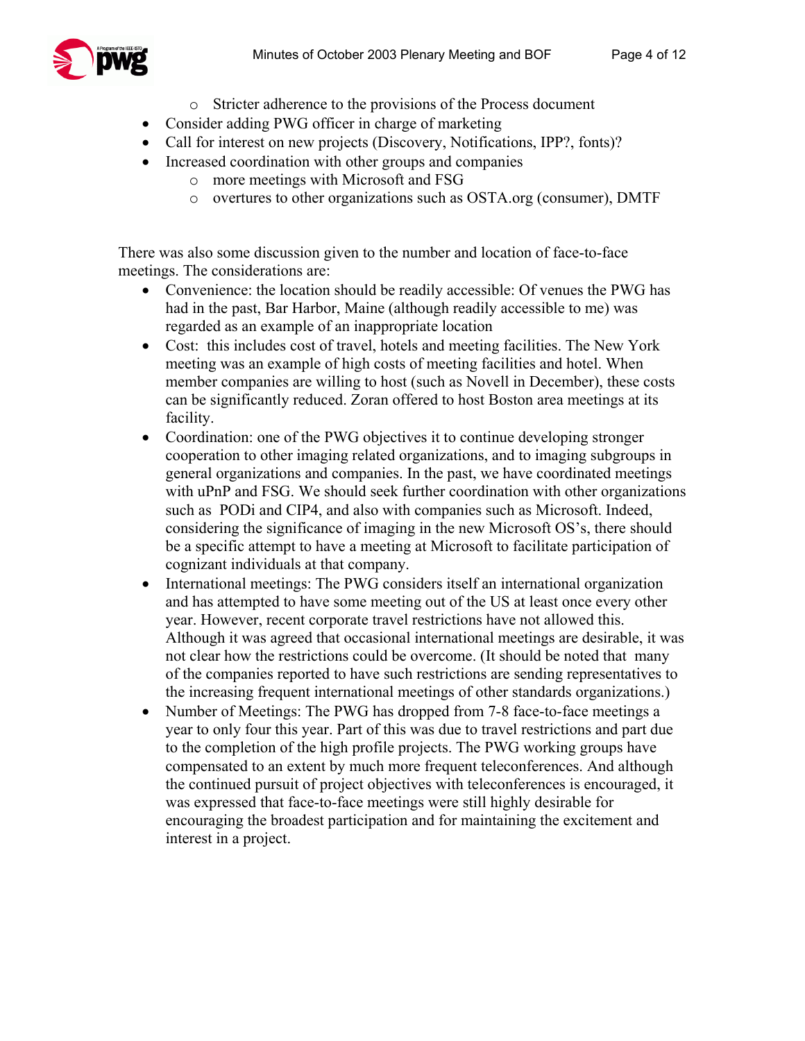- Stricter adherence to the provisions of the Process document
- Consider adding PWG officer in charge of marketing
- Call for interest on new projects (Discovery, Notifications, IPP?, fonts)?
- Increased coordination with other groups and companies
  - more meetings with Microsoft and FSG
  - overtures to other organizations such as OSTA.org (consumer), DMTF

There was also some discussion given to the number and location of face-to-face meetings. The considerations are:

- Convenience: the location should be readily accessible: Of venues the PWG has had in the past, Bar Harbor, Maine (although readily accessible to me) was regarded as an example of an inappropriate location
- Cost: this includes cost of travel, hotels and meeting facilities. The New York meeting was an example of high costs of meeting facilities and hotel. When member companies are willing to host (such as Novell in December), these costs can be significantly reduced. Zoran offered to host Boston area meetings at its facility.
- Coordination: one of the PWG objectives it to continue developing stronger cooperation to other imaging related organizations, and to imaging subgroups in general organizations and companies. In the past, we have coordinated meetings with uPnP and FSG. We should seek further coordination with other organizations such as PODi and CIP4, and also with companies such as Microsoft. Indeed, considering the significance of imaging in the new Microsoft OS's, there should be a specific attempt to have a meeting at Microsoft to facilitate participation of cognizant individuals at that company.
- International meetings: The PWG considers itself an international organization and has attempted to have some meeting out of the US at least once every other year. However, recent corporate travel restrictions have not allowed this. Although it was agreed that occasional international meetings are desirable, it was not clear how the restrictions could be overcome. (It should be noted that many of the companies reported to have such restrictions are sending representatives to the increasing frequent international meetings of other standards organizations.)
- Number of Meetings: The PWG has dropped from 7-8 face-to-face meetings a year to only four this year. Part of this was due to travel restrictions and part due to the completion of the high profile projects. The PWG working groups have compensated to an extent by much more frequent teleconferences. And although the continued pursuit of project objectives with teleconferences is encouraged, it was expressed that face-to-face meetings were still highly desirable for encouraging the broadest participation and for maintaining the excitement and interest in a project.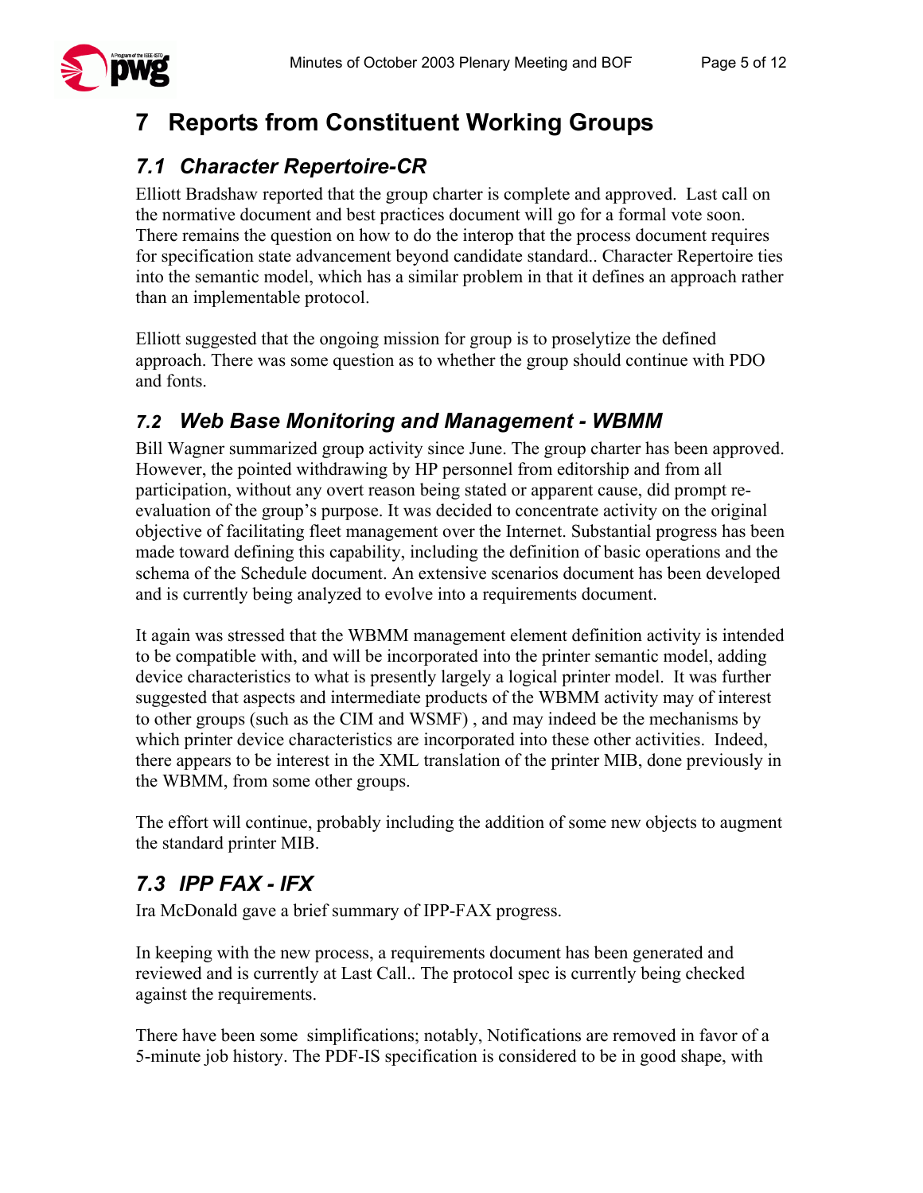# 7 Reports from Constituent Working Groups

## 7.1 Character Repertoire-CR

Elliott Bradshaw reported that the group charter is complete and approved. Last call on the normative document and best practices document will go for a formal vote soon. There remains the question on how to do the interop that the process document requires for specification state advancement beyond candidate standard.. Character Repertoire ties into the semantic model, which has a similar problem in that it defines an approach rather than an implementable protocol.

Elliott suggested that the ongoing mission for group is to proselytize the defined approach. There was some question as to whether the group should continue with PDO and fonts.

## 7.2 Web Base Monitoring and Management - WBMM

Bill Wagner summarized group activity since June. The group charter has been approved. However, the pointed withdrawing by HP personnel from editorship and from all participation, without any overt reason being stated or apparent cause, did prompt re-evaluation of the group's purpose. It was decided to concentrate activity on the original objective of facilitating fleet management over the Internet. Substantial progress has been made toward defining this capability, including the definition of basic operations and the schema of the Schedule document. An extensive scenarios document has been developed and is currently being analyzed to evolve into a requirements document.

It again was stressed that the WBMM management element definition activity is intended to be compatible with, and will be incorporated into the printer semantic model, adding device characteristics to what is presently largely a logical printer model. It was further suggested that aspects and intermediate products of the WBMM activity may of interest to other groups (such as the CIM and WSMF) , and may indeed be the mechanisms by which printer device characteristics are incorporated into these other activities. Indeed, there appears to be interest in the XML translation of the printer MIB, done previously in the WBMM, from some other groups.

The effort will continue, probably including the addition of some new objects to augment the standard printer MIB.

## 7.3 IPP FAX - IFX

Ira McDonald gave a brief summary of IPP-FAX progress.

In keeping with the new process, a requirements document has been generated and reviewed and is currently at Last Call.. The protocol spec is currently being checked against the requirements.

There have been some simplifications; notably, Notifications are removed in favor of a 5-minute job history. The PDF-IS specification is considered to be in good shape, with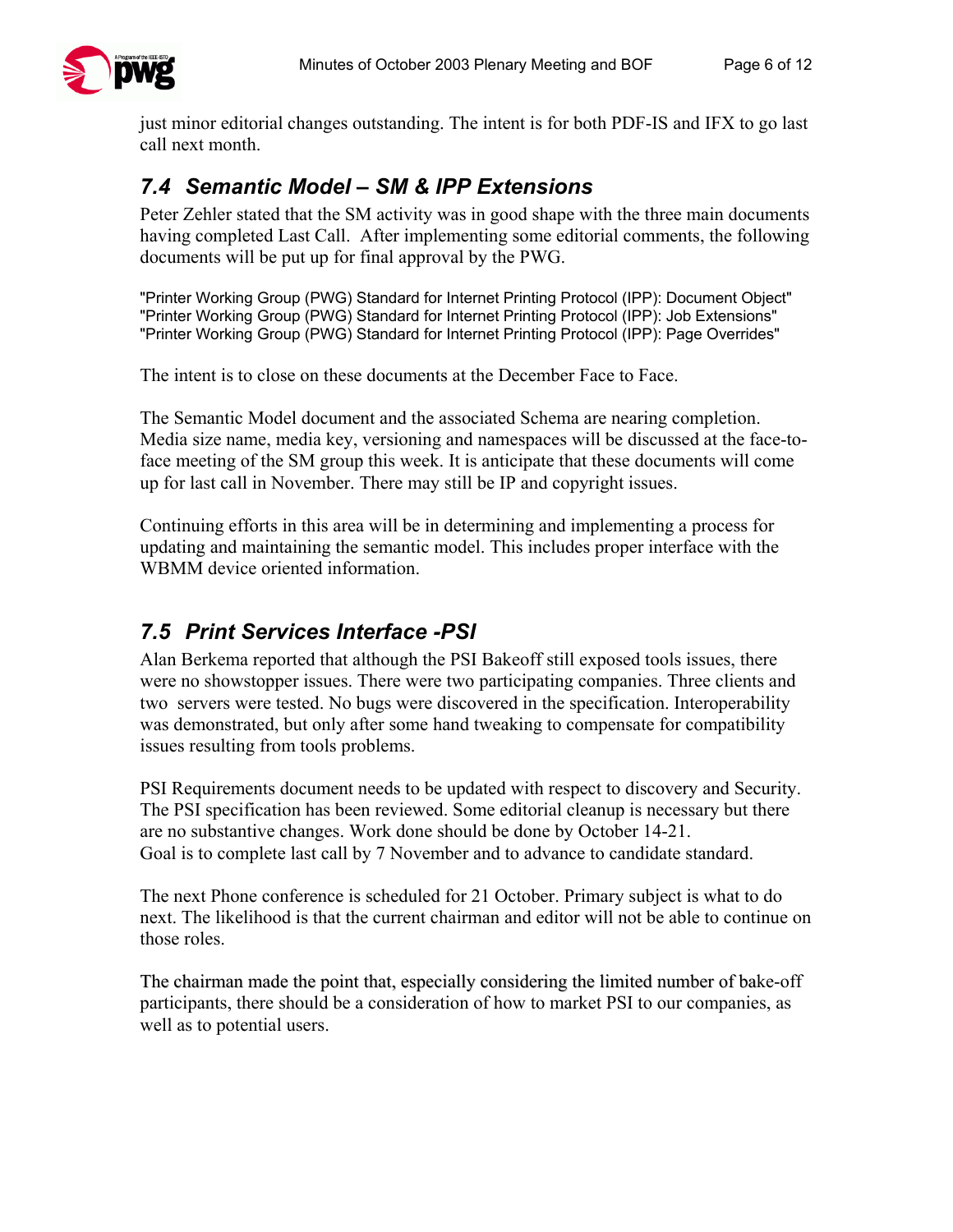just minor editorial changes outstanding. The intent is for both PDF-IS and IFX to go last call next month.

## *7.4 Semantic Model – SM & IPP Extensions*

Peter Zehler stated that the SM activity was in good shape with the three main documents having completed Last Call. After implementing some editorial comments, the following documents will be put up for final approval by the PWG.

"Printer Working Group (PWG) Standard for Internet Printing Protocol (IPP): Document Object"
"Printer Working Group (PWG) Standard for Internet Printing Protocol (IPP): Job Extensions"
"Printer Working Group (PWG) Standard for Internet Printing Protocol (IPP): Page Overrides"

The intent is to close on these documents at the December Face to Face.

The Semantic Model document and the associated Schema are nearing completion. Media size name, media key, versioning and namespaces will be discussed at the face-to-face meeting of the SM group this week. It is anticipate that these documents will come up for last call in November. There may still be IP and copyright issues.

Continuing efforts in this area will be in determining and implementing a process for updating and maintaining the semantic model. This includes proper interface with the WBMM device oriented information.

## *7.5 Print Services Interface -PSI*

Alan Berkema reported that although the PSI Bakeoff still exposed tools issues, there were no showstopper issues. There were two participating companies. Three clients and two servers were tested. No bugs were discovered in the specification. Interoperability was demonstrated, but only after some hand tweaking to compensate for compatibility issues resulting from tools problems.

PSI Requirements document needs to be updated with respect to discovery and Security. The PSI specification has been reviewed. Some editorial cleanup is necessary but there are no substantive changes. Work done should be done by October 14-21.
Goal is to complete last call by 7 November and to advance to candidate standard.

The next Phone conference is scheduled for 21 October. Primary subject is what to do next. The likelihood is that the current chairman and editor will not be able to continue on those roles.

The chairman made the point that, especially considering the limited number of bake-off participants, there should be a consideration of how to market PSI to our companies, as well as to potential users.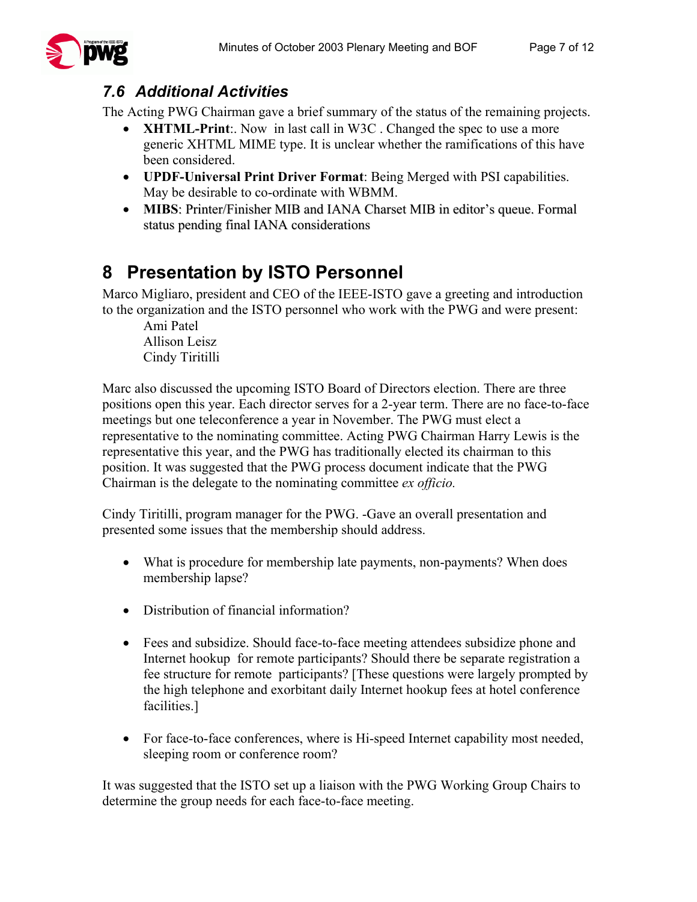### 7.6 *Additional Activities*

The Acting PWG Chairman gave a brief summary of the status of the remaining projects.

- **XHTML-Print**:. Now in last call in W3C . Changed the spec to use a more generic XHTML MIME type. It is unclear whether the ramifications of this have been considered.
- **UPDF-Universal Print Driver Format**: Being Merged with PSI capabilities. May be desirable to co-ordinate with WBMM.
- **MIBS**: Printer/Finisher MIB and IANA Charset MIB in editor's queue. Formal status pending final IANA considerations

# 8 Presentation by ISTO Personnel

Marco Migliaro, president and CEO of the IEEE-ISTO gave a greeting and introduction to the organization and the ISTO personnel who work with the PWG and were present:

Ami Patel
Allison Leisz
Cindy Tiritilli

Marc also discussed the upcoming ISTO Board of Directors election. There are three positions open this year. Each director serves for a 2-year term. There are no face-to-face meetings but one teleconference a year in November. The PWG must elect a representative to the nominating committee. Acting PWG Chairman Harry Lewis is the representative this year, and the PWG has traditionally elected its chairman to this position. It was suggested that the PWG process document indicate that the PWG Chairman is the delegate to the nominating committee *ex officio.*

Cindy Tiritilli, program manager for the PWG. -Gave an overall presentation and presented some issues that the membership should address.

- What is procedure for membership late payments, non-payments? When does membership lapse?
- Distribution of financial information?
- Fees and subsidize. Should face-to-face meeting attendees subsidize phone and Internet hookup for remote participants? Should there be separate registration a fee structure for remote participants? [These questions were largely prompted by the high telephone and exorbitant daily Internet hookup fees at hotel conference facilities.]
- For face-to-face conferences, where is Hi-speed Internet capability most needed, sleeping room or conference room?

It was suggested that the ISTO set up a liaison with the PWG Working Group Chairs to determine the group needs for each face-to-face meeting.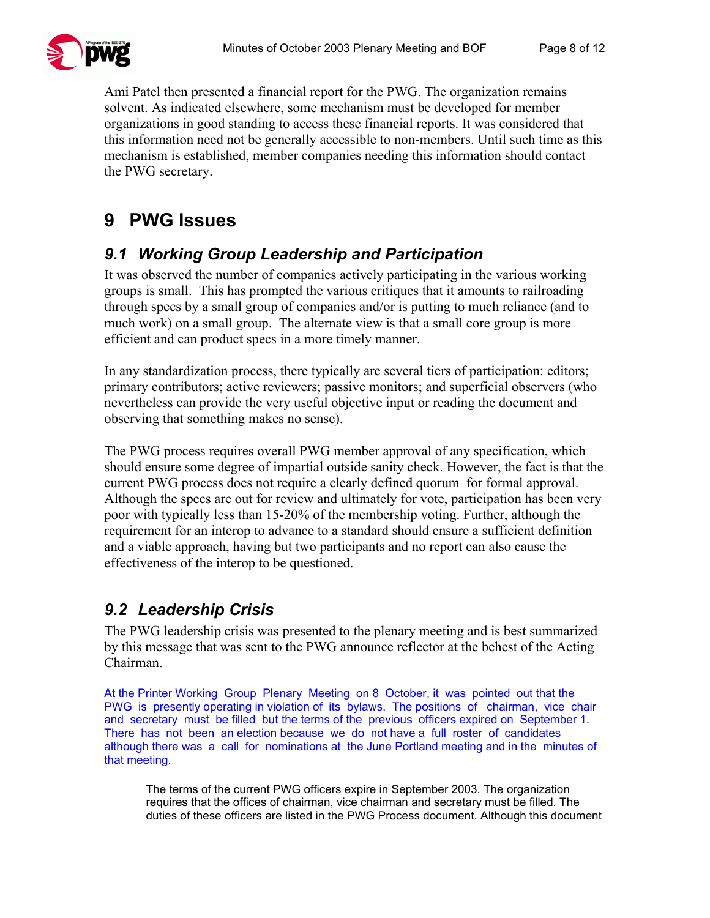Ami Patel then presented a financial report for the PWG. The organization remains solvent. As indicated elsewhere, some mechanism must be developed for member organizations in good standing to access these financial reports. It was considered that this information need not be generally accessible to non-members. Until such time as this mechanism is established, member companies needing this information should contact the PWG secretary.

# 9 PWG Issues

## 9.1 Working Group Leadership and Participation

It was observed the number of companies actively participating in the various working groups is small. This has prompted the various critiques that it amounts to railroading through specs by a small group of companies and/or is putting to much reliance (and to much work) on a small group. The alternate view is that a small core group is more efficient and can product specs in a more timely manner.

In any standardization process, there typically are several tiers of participation: editors; primary contributors; active reviewers; passive monitors; and superficial observers (who nevertheless can provide the very useful objective input or reading the document and observing that something makes no sense).

The PWG process requires overall PWG member approval of any specification, which should ensure some degree of impartial outside sanity check. However, the fact is that the current PWG process does not require a clearly defined quorum for formal approval. Although the specs are out for review and ultimately for vote, participation has been very poor with typically less than 15-20% of the membership voting. Further, although the requirement for an interop to advance to a standard should ensure a sufficient definition and a viable approach, having but two participants and no report can also cause the effectiveness of the interop to be questioned.

## 9.2 Leadership Crisis

The PWG leadership crisis was presented to the plenary meeting and is best summarized by this message that was sent to the PWG announce reflector at the behest of the Acting Chairman.

At the Printer Working Group Plenary Meeting on 8 October, it was pointed out that the PWG is presently operating in violation of its bylaws. The positions of chairman, vice chair and secretary must be filled but the terms of the previous officers expired on September 1. There has not been an election because we do not have a full roster of candidates although there was a call for nominations at the June Portland meeting and in the minutes of that meeting.

> The terms of the current PWG officers expire in September 2003. The organization requires that the offices of chairman, vice chairman and secretary must be filled. The duties of these officers are listed in the PWG Process document. Although this document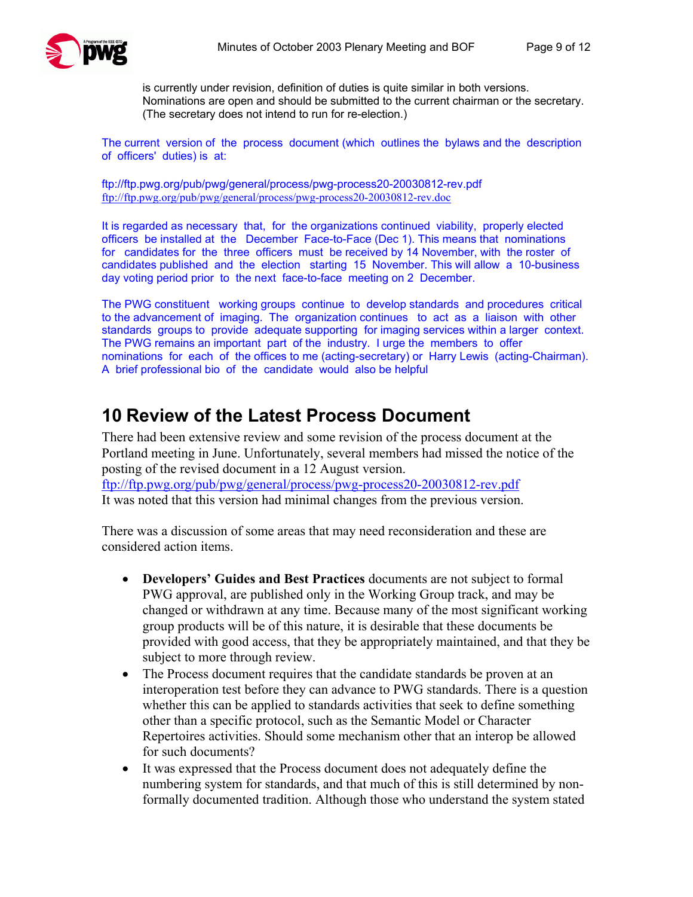is currently under revision, definition of duties is quite similar in both versions. Nominations are open and should be submitted to the current chairman or the secretary. (The secretary does not intend to run for re-election.)

The current version of the process document (which outlines the bylaws and the description of officers' duties) is at:

ftp://ftp.pwg.org/pub/pwg/general/process/pwg-process20-20030812-rev.pdf
ftp://ftp.pwg.org/pub/pwg/general/process/pwg-process20-20030812-rev.doc

It is regarded as necessary that, for the organizations continued viability, properly elected officers be installed at the December Face-to-Face (Dec 1). This means that nominations for candidates for the three officers must be received by 14 November, with the roster of candidates published and the election starting 15 November. This will allow a 10-business day voting period prior to the next face-to-face meeting on 2 December.

The PWG constituent working groups continue to develop standards and procedures critical to the advancement of imaging. The organization continues to act as a liaison with other standards groups to provide adequate supporting for imaging services within a larger context. The PWG remains an important part of the industry. I urge the members to offer nominations for each of the offices to me (acting-secretary) or Harry Lewis (acting-Chairman). A brief professional bio of the candidate would also be helpful

# 10 Review of the Latest Process Document

There had been extensive review and some revision of the process document at the Portland meeting in June. Unfortunately, several members had missed the notice of the posting of the revised document in a 12 August version.
ftp://ftp.pwg.org/pub/pwg/general/process/pwg-process20-20030812-rev.pdf
It was noted that this version had minimal changes from the previous version.

There was a discussion of some areas that may need reconsideration and these are considered action items.

- **Developers' Guides and Best Practices** documents are not subject to formal PWG approval, are published only in the Working Group track, and may be changed or withdrawn at any time. Because many of the most significant working group products will be of this nature, it is desirable that these documents be provided with good access, that they be appropriately maintained, and that they be subject to more through review.
- The Process document requires that the candidate standards be proven at an interoperation test before they can advance to PWG standards. There is a question whether this can be applied to standards activities that seek to define something other than a specific protocol, such as the Semantic Model or Character Repertoires activities. Should some mechanism other that an interop be allowed for such documents?
- It was expressed that the Process document does not adequately define the numbering system for standards, and that much of this is still determined by non-formally documented tradition. Although those who understand the system stated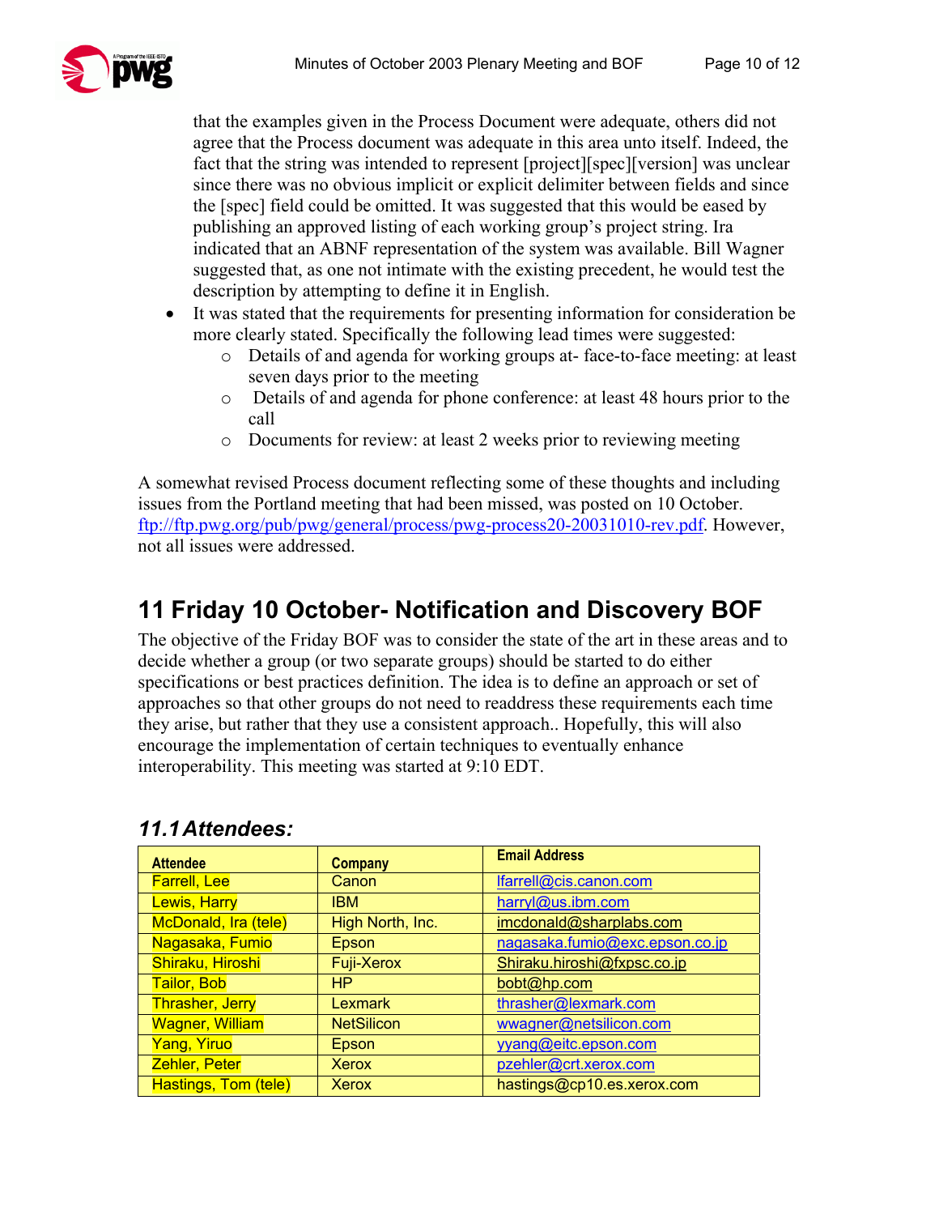that the examples given in the Process Document were adequate, others did not agree that the Process document was adequate in this area unto itself. Indeed, the fact that the string was intended to represent [project][spec][version] was unclear since there was no obvious implicit or explicit delimiter between fields and since the [spec] field could be omitted. It was suggested that this would be eased by publishing an approved listing of each working group's project string. Ira indicated that an ABNF representation of the system was available. Bill Wagner suggested that, as one not intimate with the existing precedent, he would test the description by attempting to define it in English.

- It was stated that the requirements for presenting information for consideration be more clearly stated. Specifically the following lead times were suggested:
  - Details of and agenda for working groups at- face-to-face meeting: at least seven days prior to the meeting
  - Details of and agenda for phone conference: at least 48 hours prior to the call
  - Documents for review: at least 2 weeks prior to reviewing meeting

A somewhat revised Process document reflecting some of these thoughts and including issues from the Portland meeting that had been missed, was posted on 10 October. ftp://ftp.pwg.org/pub/pwg/general/process/pwg-process20-20031010-rev.pdf. However, not all issues were addressed.

# 11 Friday 10 October- Notification and Discovery BOF

The objective of the Friday BOF was to consider the state of the art in these areas and to decide whether a group (or two separate groups) should be started to do either specifications or best practices definition. The idea is to define an approach or set of approaches so that other groups do not need to readdress these requirements each time they arise, but rather that they use a consistent approach.. Hopefully, this will also encourage the implementation of certain techniques to eventually enhance interoperability. This meeting was started at 9:10 EDT.

## *11.1 Attendees:*

| Attendee | Company | Email Address |
|---|---|---|
| Farrell, Lee | Canon | lfarrell@cis.canon.com |
| Lewis, Harry | IBM | harryl@us.ibm.com |
| McDonald, Ira (tele) | High North, Inc. | imcdonald@sharplabs.com |
| Nagasaka, Fumio | Epson | nagasaka.fumio@exc.epson.co.jp |
| Shiraku, Hiroshi | Fuji-Xerox | Shiraku.hiroshi@fxpsc.co.jp |
| Tailor, Bob | HP | bobt@hp.com |
| Thrasher, Jerry | Lexmark | thrasher@lexmark.com |
| Wagner, William | NetSilicon | wwagner@netsilicon.com |
| Yang, Yiruo | Epson | yyang@eitc.epson.com |
| Zehler, Peter | Xerox | pzehler@crt.xerox.com |
| Hastings, Tom (tele) | Xerox | hastings@cp10.es.xerox.com |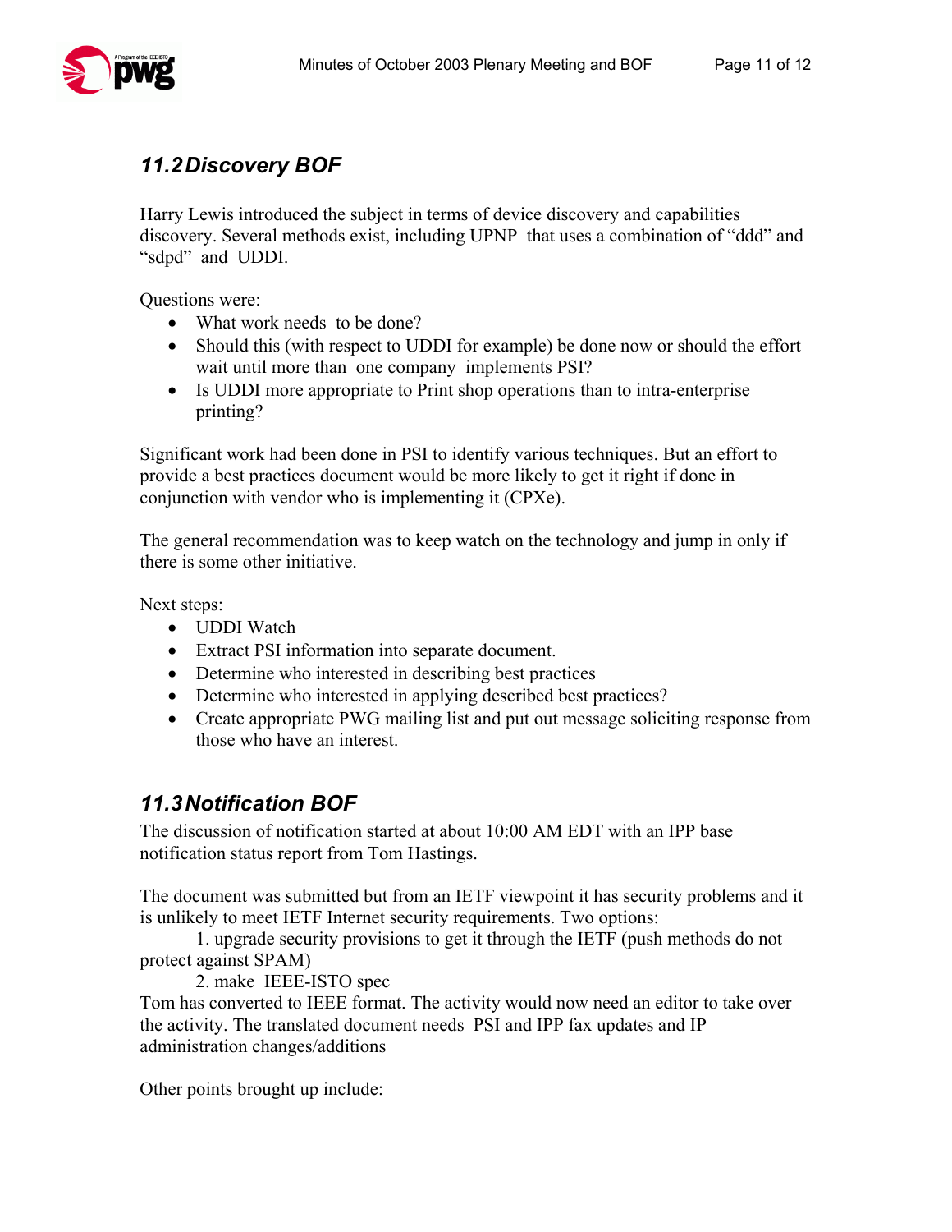## 11.2 Discovery BOF

Harry Lewis introduced the subject in terms of device discovery and capabilities discovery. Several methods exist, including UPNP that uses a combination of "ddd" and "sdpd" and UDDI.

Questions were:

- What work needs to be done?
- Should this (with respect to UDDI for example) be done now or should the effort wait until more than one company implements PSI?
- Is UDDI more appropriate to Print shop operations than to intra-enterprise printing?

Significant work had been done in PSI to identify various techniques. But an effort to provide a best practices document would be more likely to get it right if done in conjunction with vendor who is implementing it (CPXe).

The general recommendation was to keep watch on the technology and jump in only if there is some other initiative.

Next steps:

- UDDI Watch
- Extract PSI information into separate document.
- Determine who interested in describing best practices
- Determine who interested in applying described best practices?
- Create appropriate PWG mailing list and put out message soliciting response from those who have an interest.

## 11.3 Notification BOF

The discussion of notification started at about 10:00 AM EDT with an IPP base notification status report from Tom Hastings.

The document was submitted but from an IETF viewpoint it has security problems and it is unlikely to meet IETF Internet security requirements. Two options:

1. upgrade security provisions to get it through the IETF (push methods do not protect against SPAM)
2. make IEEE-ISTO spec

Tom has converted to IEEE format. The activity would now need an editor to take over the activity. The translated document needs PSI and IPP fax updates and IP administration changes/additions

Other points brought up include: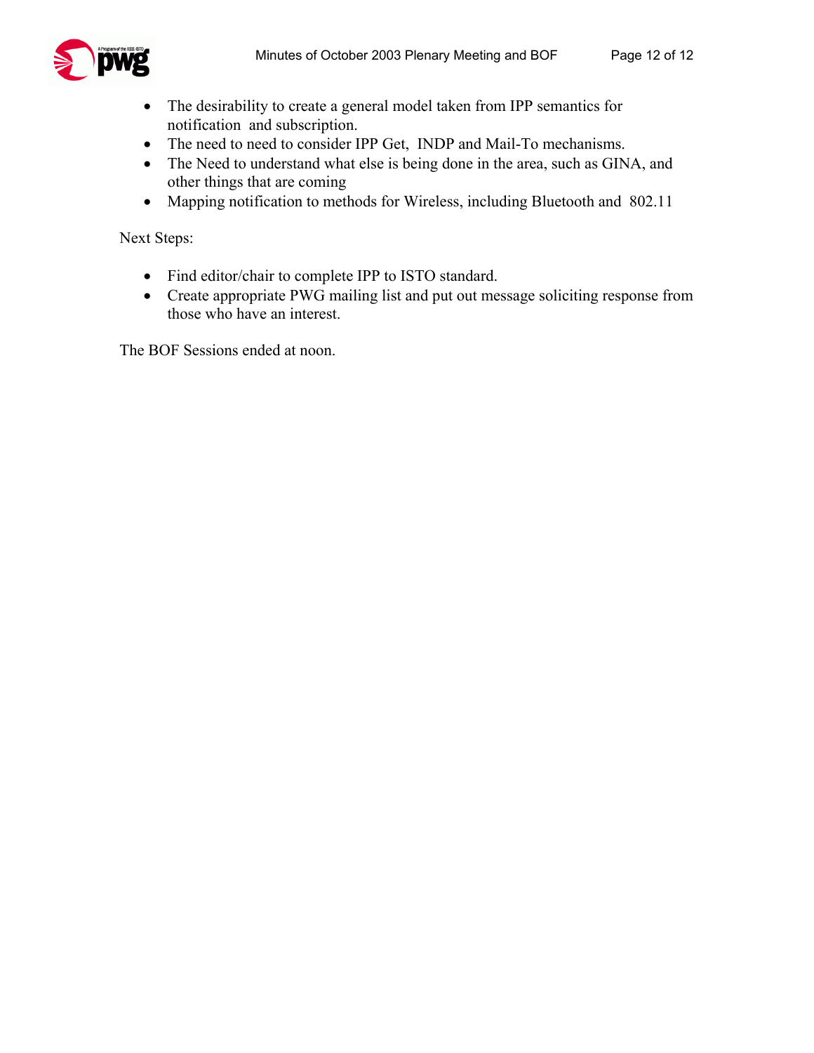- The desirability to create a general model taken from IPP semantics for notification and subscription.
- The need to need to consider IPP Get, INDP and Mail-To mechanisms.
- The Need to understand what else is being done in the area, such as GINA, and other things that are coming
- Mapping notification to methods for Wireless, including Bluetooth and 802.11

Next Steps:

- Find editor/chair to complete IPP to ISTO standard.
- Create appropriate PWG mailing list and put out message soliciting response from those who have an interest.

The BOF Sessions ended at noon.